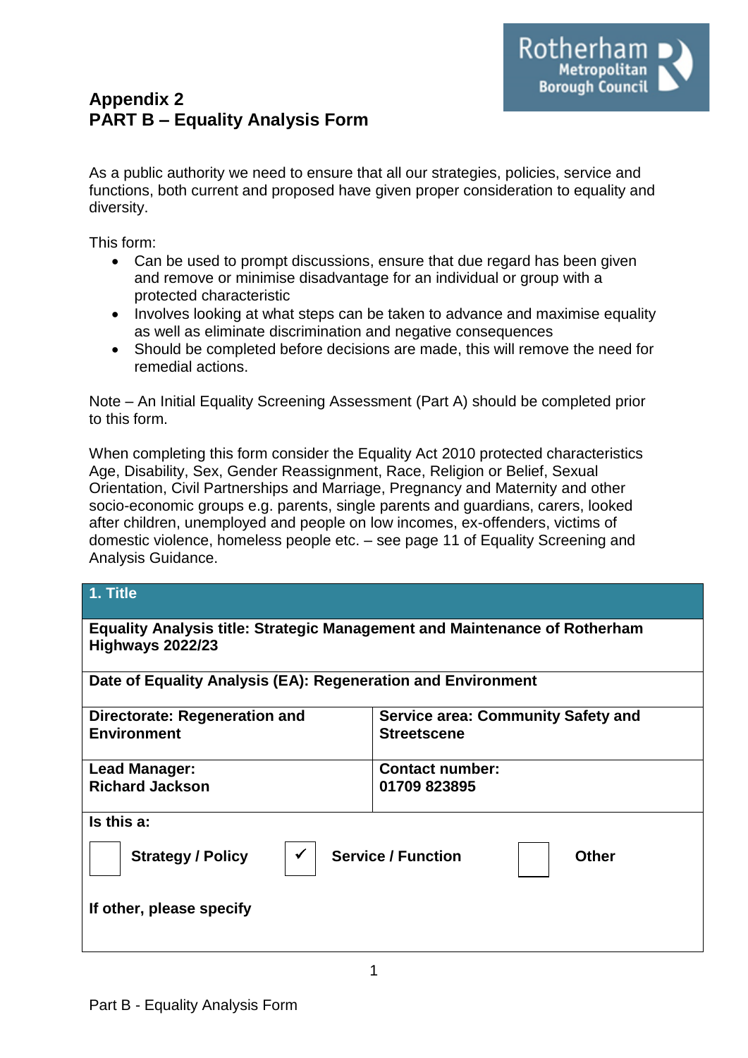# Appendix 2
# PART B – Equality Analysis Form

As a public authority we need to ensure that all our strategies, policies, service and functions, both current and proposed have given proper consideration to equality and diversity.

This form:

- Can be used to prompt discussions, ensure that due regard has been given and remove or minimise disadvantage for an individual or group with a protected characteristic
- Involves looking at what steps can be taken to advance and maximise equality as well as eliminate discrimination and negative consequences
- Should be completed before decisions are made, this will remove the need for remedial actions.

Note – An Initial Equality Screening Assessment (Part A) should be completed prior to this form.

When completing this form consider the Equality Act 2010 protected characteristics Age, Disability, Sex, Gender Reassignment, Race, Religion or Belief, Sexual Orientation, Civil Partnerships and Marriage, Pregnancy and Maternity and other socio-economic groups e.g. parents, single parents and guardians, carers, looked after children, unemployed and people on low incomes, ex-offenders, victims of domestic violence, homeless people etc. – see page 11 of Equality Screening and Analysis Guidance.

| **1. Title** | |
|---|---|
| **Equality Analysis title: Strategic Management and Maintenance of Rotherham Highways 2022/23** | |
| **Date of Equality Analysis (EA): Regeneration and Environment** | |
| **Directorate: Regeneration and Environment** | **Service area: Community Safety and Streetscene** |
| **Lead Manager:**<br>**Richard Jackson** | **Contact number:**<br>**01709 823895** |
| **Is this a:**<br>☐ **Strategy / Policy** ☑ **Service / Function** ☐ **Other**<br><br>**If other, please specify** | |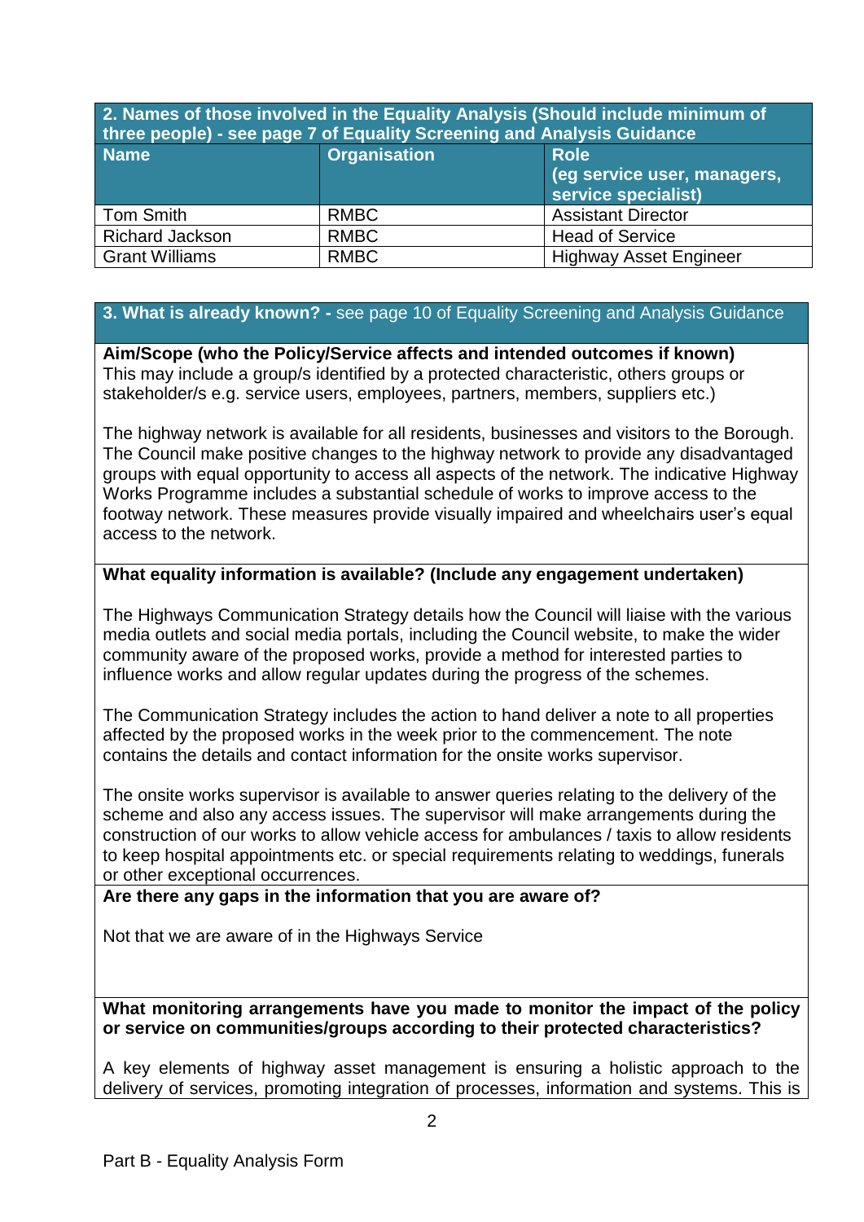| 2. Names of those involved in the Equality Analysis (Should include minimum of three people) - see page 7 of Equality Screening and Analysis Guidance | | |
|---|---|---|
| **Name** | **Organisation** | **Role (eg service user, managers, service specialist)** |
| Tom Smith | RMBC | Assistant Director |
| Richard Jackson | RMBC | Head of Service |
| Grant Williams | RMBC | Highway Asset Engineer |

## 3. What is already known? - see page 10 of Equality Screening and Analysis Guidance

**Aim/Scope (who the Policy/Service affects and intended outcomes if known)**
This may include a group/s identified by a protected characteristic, others groups or stakeholder/s e.g. service users, employees, partners, members, suppliers etc.)

The highway network is available for all residents, businesses and visitors to the Borough. The Council make positive changes to the highway network to provide any disadvantaged groups with equal opportunity to access all aspects of the network. The indicative Highway Works Programme includes a substantial schedule of works to improve access to the footway network. These measures provide visually impaired and wheelchairs user's equal access to the network.

**What equality information is available? (Include any engagement undertaken)**

The Highways Communication Strategy details how the Council will liaise with the various media outlets and social media portals, including the Council website, to make the wider community aware of the proposed works, provide a method for interested parties to influence works and allow regular updates during the progress of the schemes.

The Communication Strategy includes the action to hand deliver a note to all properties affected by the proposed works in the week prior to the commencement. The note contains the details and contact information for the onsite works supervisor.

The onsite works supervisor is available to answer queries relating to the delivery of the scheme and also any access issues. The supervisor will make arrangements during the construction of our works to allow vehicle access for ambulances / taxis to allow residents to keep hospital appointments etc. or special requirements relating to weddings, funerals or other exceptional occurrences.

**Are there any gaps in the information that you are aware of?**

Not that we are aware of in the Highways Service

**What monitoring arrangements have you made to monitor the impact of the policy or service on communities/groups according to their protected characteristics?**

A key elements of highway asset management is ensuring a holistic approach to the delivery of services, promoting integration of processes, information and systems. This is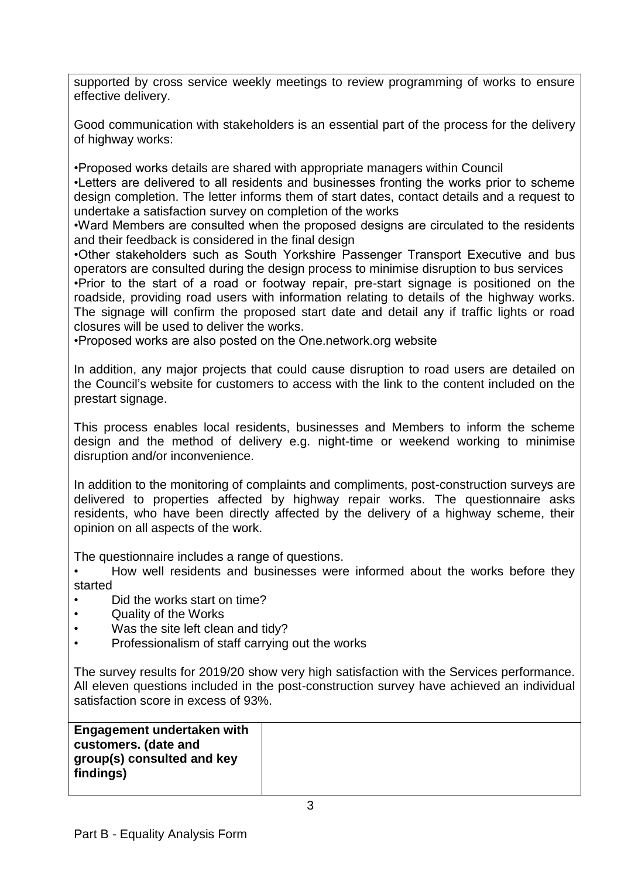supported by cross service weekly meetings to review programming of works to ensure effective delivery.

Good communication with stakeholders is an essential part of the process for the delivery of highway works:

•Proposed works details are shared with appropriate managers within Council
•Letters are delivered to all residents and businesses fronting the works prior to scheme design completion. The letter informs them of start dates, contact details and a request to undertake a satisfaction survey on completion of the works
•Ward Members are consulted when the proposed designs are circulated to the residents and their feedback is considered in the final design
•Other stakeholders such as South Yorkshire Passenger Transport Executive and bus operators are consulted during the design process to minimise disruption to bus services
•Prior to the start of a road or footway repair, pre-start signage is positioned on the roadside, providing road users with information relating to details of the highway works. The signage will confirm the proposed start date and detail any if traffic lights or road closures will be used to deliver the works.
•Proposed works are also posted on the One.network.org website

In addition, any major projects that could cause disruption to road users are detailed on the Council's website for customers to access with the link to the content included on the prestart signage.

This process enables local residents, businesses and Members to inform the scheme design and the method of delivery e.g. night-time or weekend working to minimise disruption and/or inconvenience.

In addition to the monitoring of complaints and compliments, post-construction surveys are delivered to properties affected by highway repair works. The questionnaire asks residents, who have been directly affected by the delivery of a highway scheme, their opinion on all aspects of the work.

The questionnaire includes a range of questions.

- How well residents and businesses were informed about the works before they started
- Did the works start on time?
- Quality of the Works
- Was the site left clean and tidy?
- Professionalism of staff carrying out the works

The survey results for 2019/20 show very high satisfaction with the Services performance. All eleven questions included in the post-construction survey have achieved an individual satisfaction score in excess of 93%.

| **Engagement undertaken with customers. (date and group(s) consulted and key findings)** | |
|---|---|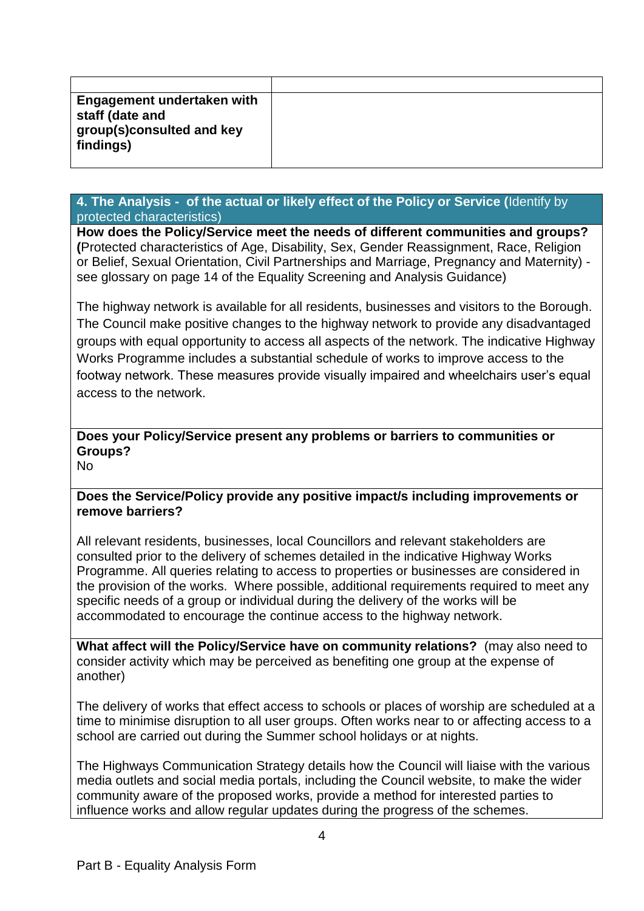| | |
|---|---|
| **Engagement undertaken with staff (date and group(s)consulted and key findings)** | |

## 4. The Analysis - of the actual or likely effect of the Policy or Service (Identify by protected characteristics)

**How does the Policy/Service meet the needs of different communities and groups? (**Protected characteristics of Age, Disability, Sex, Gender Reassignment, Race, Religion or Belief, Sexual Orientation, Civil Partnerships and Marriage, Pregnancy and Maternity) - see glossary on page 14 of the Equality Screening and Analysis Guidance)

The highway network is available for all residents, businesses and visitors to the Borough. The Council make positive changes to the highway network to provide any disadvantaged groups with equal opportunity to access all aspects of the network. The indicative Highway Works Programme includes a substantial schedule of works to improve access to the footway network. These measures provide visually impaired and wheelchairs user's equal access to the network.

**Does your Policy/Service present any problems or barriers to communities or Groups?**

No

**Does the Service/Policy provide any positive impact/s including improvements or remove barriers?**

All relevant residents, businesses, local Councillors and relevant stakeholders are consulted prior to the delivery of schemes detailed in the indicative Highway Works Programme. All queries relating to access to properties or businesses are considered in the provision of the works. Where possible, additional requirements required to meet any specific needs of a group or individual during the delivery of the works will be accommodated to encourage the continue access to the highway network.

**What affect will the Policy/Service have on community relations?** (may also need to consider activity which may be perceived as benefiting one group at the expense of another)

The delivery of works that effect access to schools or places of worship are scheduled at a time to minimise disruption to all user groups. Often works near to or affecting access to a school are carried out during the Summer school holidays or at nights.

The Highways Communication Strategy details how the Council will liaise with the various media outlets and social media portals, including the Council website, to make the wider community aware of the proposed works, provide a method for interested parties to influence works and allow regular updates during the progress of the schemes.

Part B - Equality Analysis Form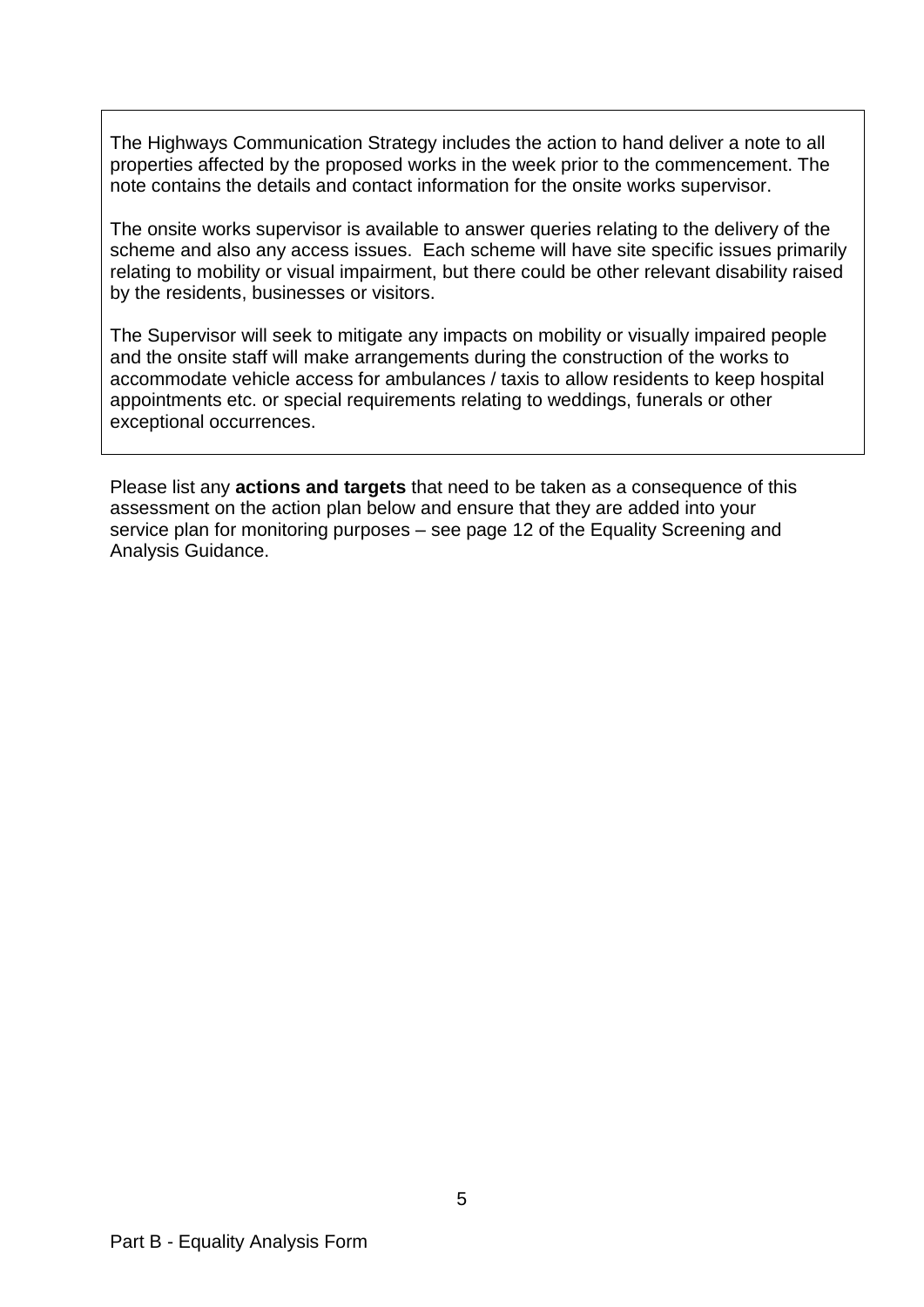The Highways Communication Strategy includes the action to hand deliver a note to all properties affected by the proposed works in the week prior to the commencement. The note contains the details and contact information for the onsite works supervisor.

The onsite works supervisor is available to answer queries relating to the delivery of the scheme and also any access issues.  Each scheme will have site specific issues primarily relating to mobility or visual impairment, but there could be other relevant disability raised by the residents, businesses or visitors.

The Supervisor will seek to mitigate any impacts on mobility or visually impaired people and the onsite staff will make arrangements during the construction of the works to accommodate vehicle access for ambulances / taxis to allow residents to keep hospital appointments etc. or special requirements relating to weddings, funerals or other exceptional occurrences.

Please list any **actions and targets** that need to be taken as a consequence of this assessment on the action plan below and ensure that they are added into your service plan for monitoring purposes – see page 12 of the Equality Screening and Analysis Guidance.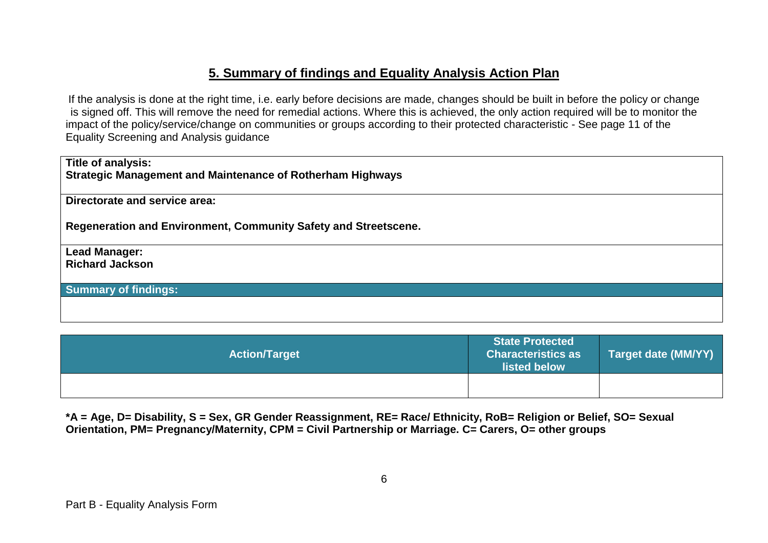## 5. Summary of findings and Equality Analysis Action Plan

If the analysis is done at the right time, i.e. early before decisions are made, changes should be built in before the policy or change is signed off. This will remove the need for remedial actions. Where this is achieved, the only action required will be to monitor the impact of the policy/service/change on communities or groups according to their protected characteristic - See page 11 of the Equality Screening and Analysis guidance

| **Title of analysis:**<br>**Strategic Management and Maintenance of Rotherham Highways** |
|---|
| **Directorate and service area:**<br><br>**Regeneration and Environment, Community Safety and Streetscene.** |
| **Lead Manager:**<br>**Richard Jackson** |
| **Summary of findings:** |
| |

| Action/Target | State Protected Characteristics as listed below | Target date (MM/YY) |
|---|---|---|
| | | |

**\*A = Age, D= Disability, S = Sex, GR Gender Reassignment, RE= Race/ Ethnicity, RoB= Religion or Belief, SO= Sexual Orientation, PM= Pregnancy/Maternity, CPM = Civil Partnership or Marriage. C= Carers, O= other groups**

Part B - Equality Analysis Form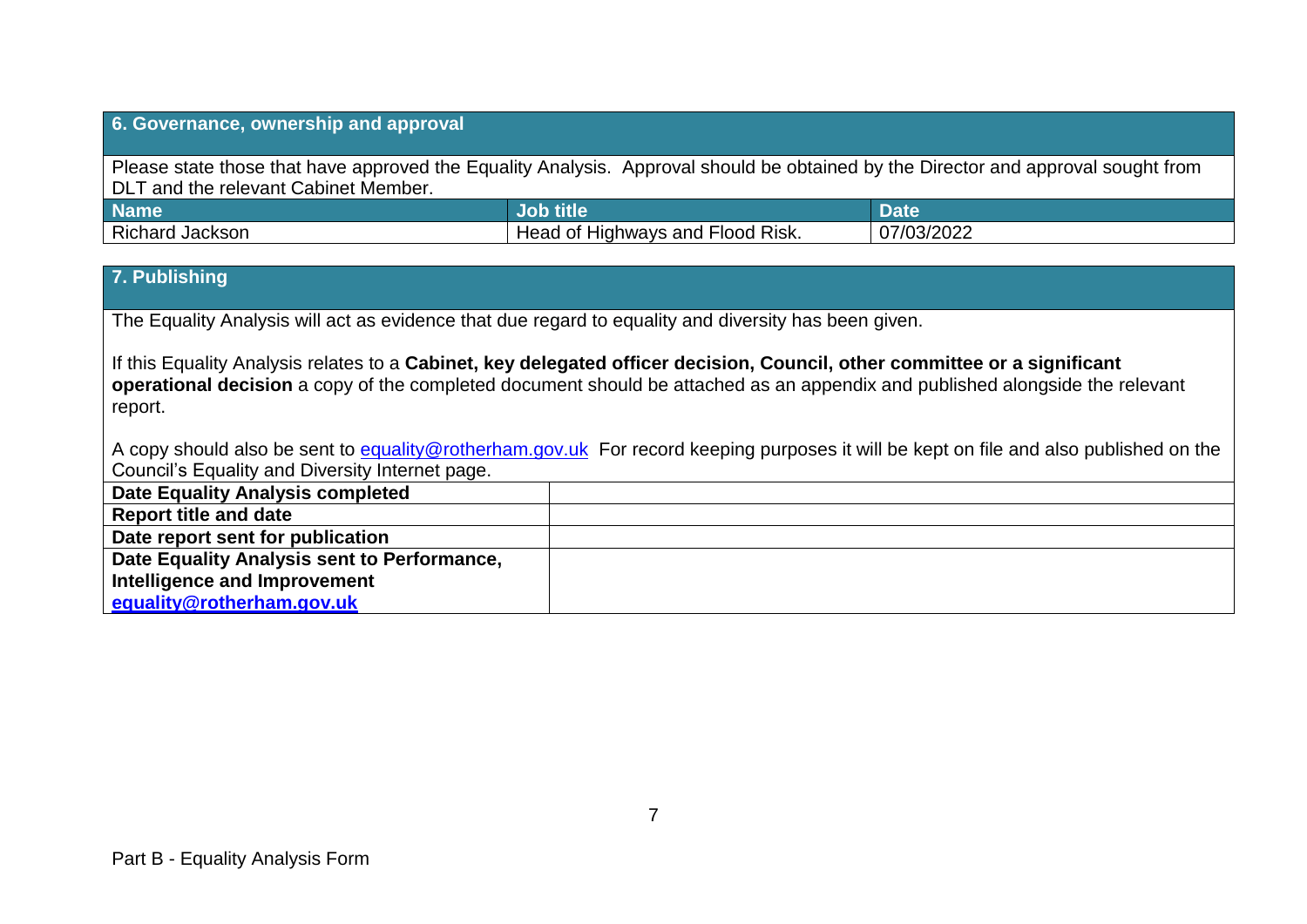## 6. Governance, ownership and approval

Please state those that have approved the Equality Analysis. Approval should be obtained by the Director and approval sought from DLT and the relevant Cabinet Member.

| Name | Job title | Date |
| --- | --- | --- |
| Richard Jackson | Head of Highways and Flood Risk. | 07/03/2022 |

## 7. Publishing

The Equality Analysis will act as evidence that due regard to equality and diversity has been given.

If this Equality Analysis relates to a **Cabinet, key delegated officer decision, Council, other committee or a significant operational decision** a copy of the completed document should be attached as an appendix and published alongside the relevant report.

A copy should also be sent to equality@rotherham.gov.uk For record keeping purposes it will be kept on file and also published on the Council's Equality and Diversity Internet page.

| | |
| --- | --- |
| **Date Equality Analysis completed** | |
| **Report title and date** | |
| **Date report sent for publication** | |
| **Date Equality Analysis sent to Performance, Intelligence and Improvement equality@rotherham.gov.uk** | |